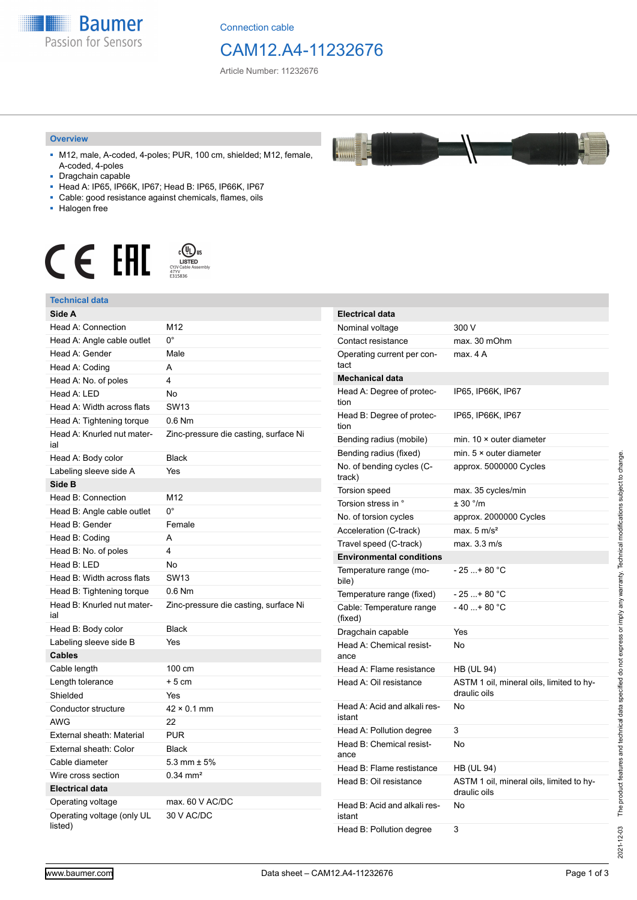Connection cable

# CAM12.A4-11232676

Article Number: 11232676

## Overview

- M12, male, A-coded, 4-poles; PUR, 100 cm, shielded; M12, female, A-coded, 4-poles
- Dragchain capable
- Head A: IP65, IP66K, IP67; Head B: IP65, IP66K, IP67
- Cable: good resistance against chemicals, flames, oils
- Halogen free

## Technical data

| **Side A** | |
|---|---|
| Head A: Connection | M12 |
| Head A: Angle cable outlet | 0° |
| Head A: Gender | Male |
| Head A: Coding | A |
| Head A: No. of poles | 4 |
| Head A: LED | No |
| Head A: Width across flats | SW13 |
| Head A: Tightening torque | 0.6 Nm |
| Head A: Knurled nut material | Zinc-pressure die casting, surface Ni |
| Head A: Body color | Black |
| Labeling sleeve side A | Yes |
| **Side B** | |
| Head B: Connection | M12 |
| Head B: Angle cable outlet | 0° |
| Head B: Gender | Female |
| Head B: Coding | A |
| Head B: No. of poles | 4 |
| Head B: LED | No |
| Head B: Width across flats | SW13 |
| Head B: Tightening torque | 0.6 Nm |
| Head B: Knurled nut material | Zinc-pressure die casting, surface Ni |
| Head B: Body color | Black |
| Labeling sleeve side B | Yes |
| **Cables** | |
| Cable length | 100 cm |
| Length tolerance | + 5 cm |
| Shielded | Yes |
| Conductor structure | 42 × 0.1 mm |
| AWG | 22 |
| External sheath: Material | PUR |
| External sheath: Color | Black |
| Cable diameter | 5.3 mm ± 5% |
| Wire cross section | 0.34 mm² |
| **Electrical data** | |
| Operating voltage | max. 60 V AC/DC |
| Operating voltage (only UL listed) | 30 V AC/DC |

| **Electrical data** | |
|---|---|
| Nominal voltage | 300 V |
| Contact resistance | max. 30 mOhm |
| Operating current per contact | max. 4 A |
| **Mechanical data** | |
| Head A: Degree of protection | IP65, IP66K, IP67 |
| Head B: Degree of protection | IP65, IP66K, IP67 |
| Bending radius (mobile) | min. 10 × outer diameter |
| Bending radius (fixed) | min. 5 × outer diameter |
| No. of bending cycles (C-track) | approx. 5000000 Cycles |
| Torsion speed | max. 35 cycles/min |
| Torsion stress in ° | ± 30 °/m |
| No. of torsion cycles | approx. 2000000 Cycles |
| Acceleration (C-track) | max. 5 m/s² |
| Travel speed (C-track) | max. 3.3 m/s |
| **Environmental conditions** | |
| Temperature range (mobile) | - 25 ...+ 80 °C |
| Temperature range (fixed) | - 25 ...+ 80 °C |
| Cable: Temperature range (fixed) | - 40 ...+ 80 °C |
| Dragchain capable | Yes |
| Head A: Chemical resistance | No |
| Head A: Flame resistance | HB (UL 94) |
| Head A: Oil resistance | ASTM 1 oil, mineral oils, limited to hydraulic oils |
| Head A: Acid and alkali resistant | No |
| Head A: Pollution degree | 3 |
| Head B: Chemical resistance | No |
| Head B: Flame resistance | HB (UL 94) |
| Head B: Oil resistance | ASTM 1 oil, mineral oils, limited to hydraulic oils |
| Head B: Acid and alkali resistant | No |
| Head B: Pollution degree | 3 |

2021-12-03 The product features and technical data specified do not express or imply any warranty. Technical modifications subject to change.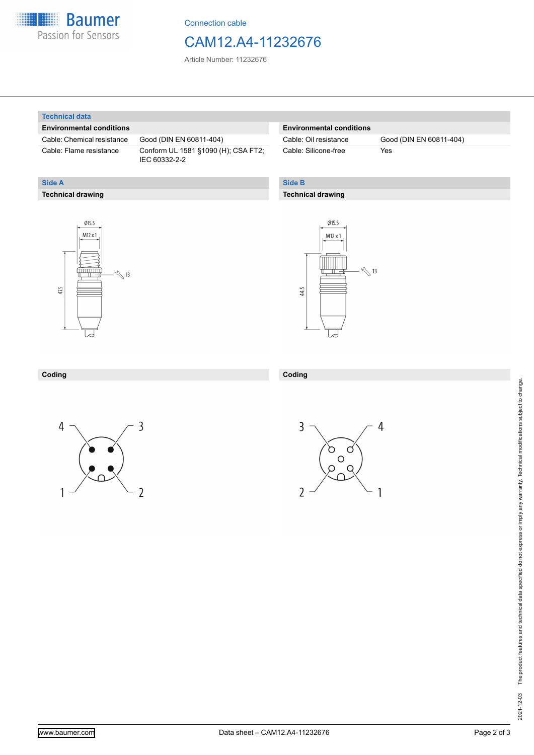Connection cable

# CAM12.A4-11232676

Article Number: 11232676

## Technical data

| Environmental conditions | |
|---|---|
| Cable: Chemical resistance | Good (DIN EN 60811-404) |
| Cable: Flame resistance | Conform UL 1581 §1090 (H); CSA FT2; IEC 60332-2-2 |

| Environmental conditions | |
|---|---|
| Cable: Oil resistance | Good (DIN EN 60811-404) |
| Cable: Silicone-free | Yes |

## Side A

### Technical drawing

Ø15.5

M12 x 1

13

47.5

### Coding

4 3

1 2

## Side B

### Technical drawing

Ø15.5

M12 x 1

13

44.5

### Coding

3 4

2 1

The product features and technical data specified do not express or imply any warranty. Technical modifications subject to change.

2021-12-03

www.baumer.com

Data sheet – CAM12.A4-11232676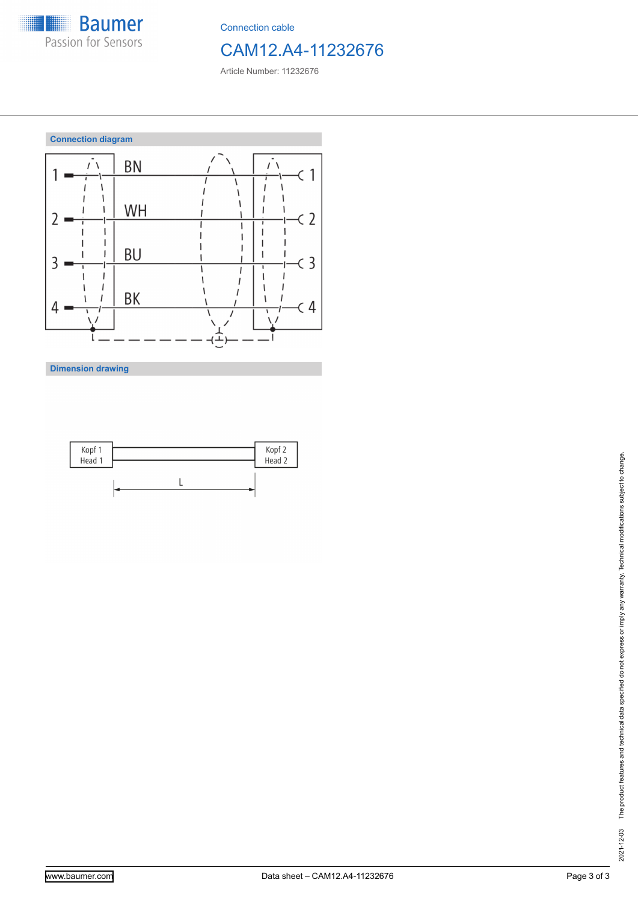Connection cable

# CAM12.A4-11232676

Article Number: 11232676

## Connection diagram

1
2
3
4
BN
WH
BU
BK
1
2
3
4

## Dimension drawing

Kopf 1
Head 1
Kopf 2
Head 2
L

2021-12-03 The product features and technical data specified do not express or imply any warranty. Technical modifications subject to change.

www.baumer.com

Data sheet – CAM12.A4-11232676